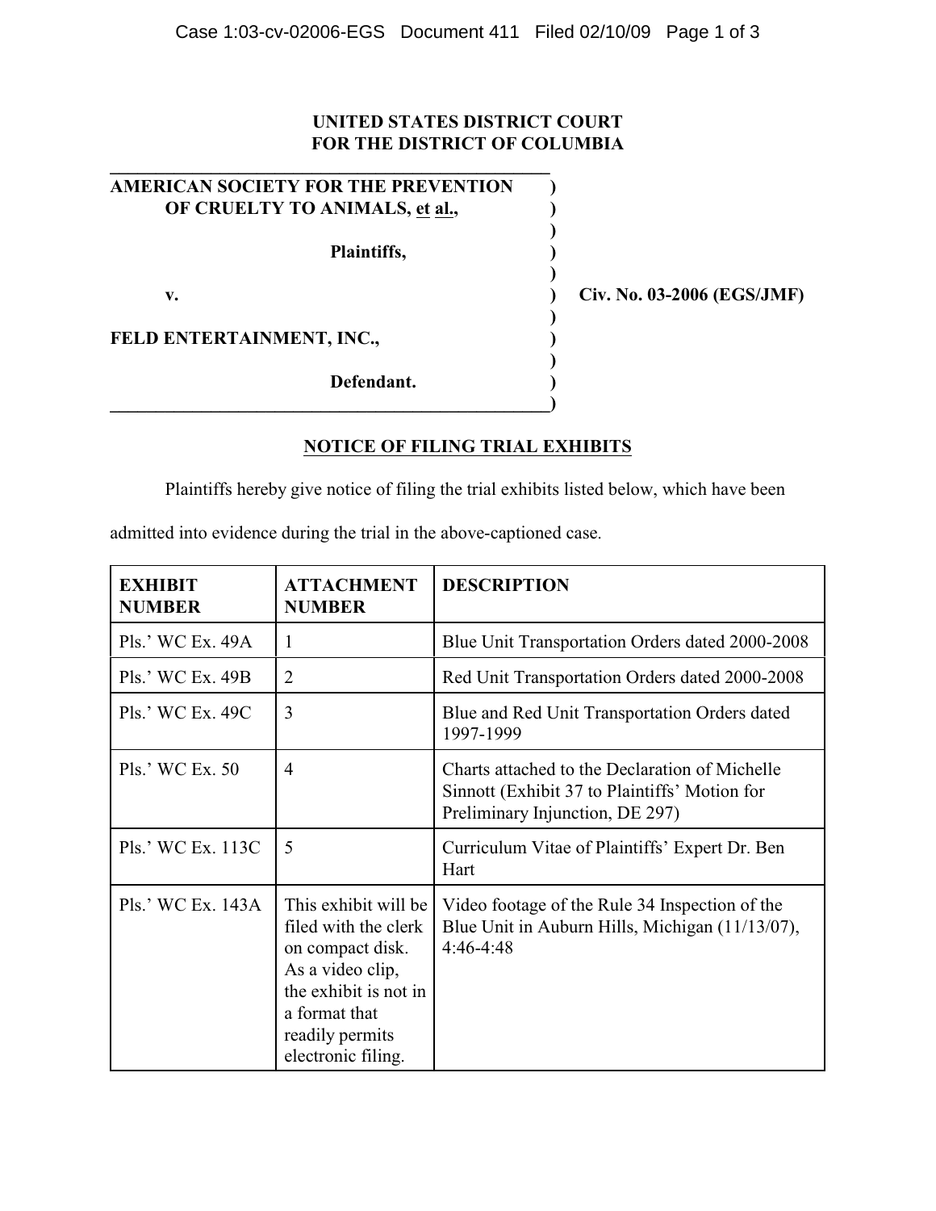**UNITED STATES DISTRICT COURT**
**FOR THE DISTRICT OF COLUMBIA**

**AMERICAN SOCIETY FOR THE PREVENTION OF CRUELTY TO ANIMALS, et al.,**

**Plaintiffs,**

**v.**

**FELD ENTERTAINMENT, INC.,**

**Defendant.**

**Civ. No. 03-2006 (EGS/JMF)**

## NOTICE OF FILING TRIAL EXHIBITS

Plaintiffs hereby give notice of filing the trial exhibits listed below, which have been admitted into evidence during the trial in the above-captioned case.

| EXHIBIT NUMBER | ATTACHMENT NUMBER | DESCRIPTION |
|---|---|---|
| Pls.' WC Ex. 49A | 1 | Blue Unit Transportation Orders dated 2000-2008 |
| Pls.' WC Ex. 49B | 2 | Red Unit Transportation Orders dated 2000-2008 |
| Pls.' WC Ex. 49C | 3 | Blue and Red Unit Transportation Orders dated 1997-1999 |
| Pls.' WC Ex. 50 | 4 | Charts attached to the Declaration of Michelle Sinnott (Exhibit 37 to Plaintiffs' Motion for Preliminary Injunction, DE 297) |
| Pls.' WC Ex. 113C | 5 | Curriculum Vitae of Plaintiffs' Expert Dr. Ben Hart |
| Pls.' WC Ex. 143A | This exhibit will be filed with the clerk on compact disk. As a video clip, the exhibit is not in a format that readily permits electronic filing. | Video footage of the Rule 34 Inspection of the Blue Unit in Auburn Hills, Michigan (11/13/07), 4:46-4:48 |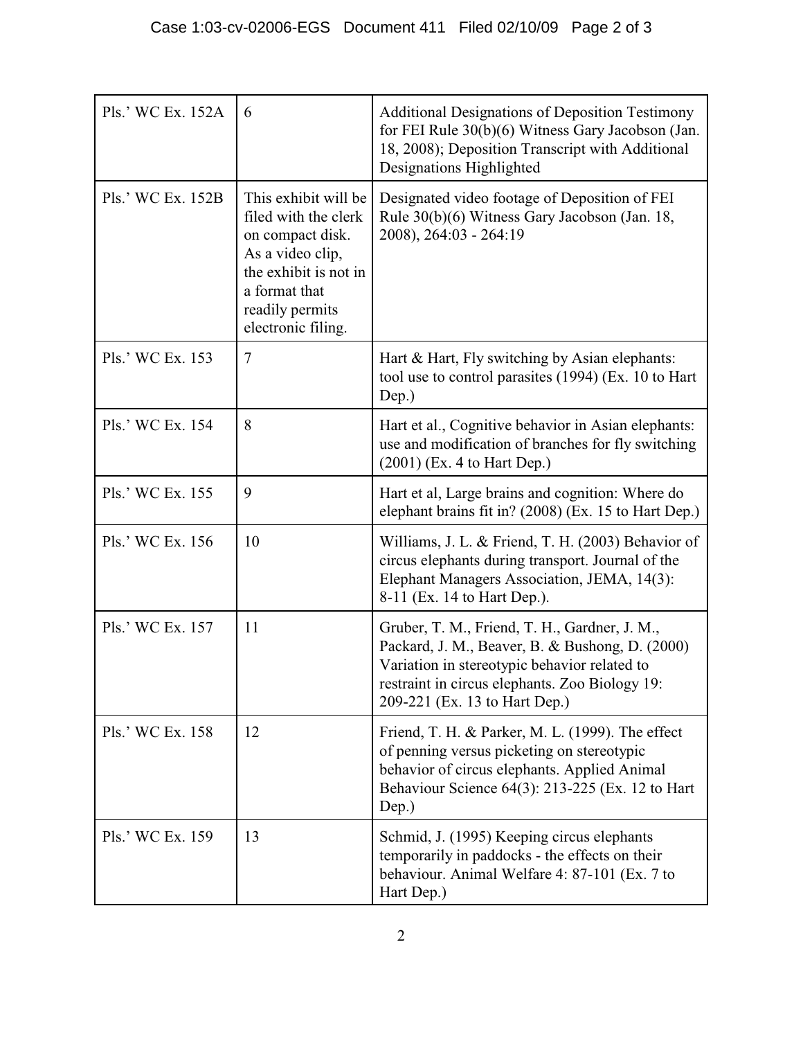| Pls.' WC Ex. 152A | 6 | Additional Designations of Deposition Testimony for FEI Rule 30(b)(6) Witness Gary Jacobson (Jan. 18, 2008); Deposition Transcript with Additional Designations Highlighted |
|---|---|---|
| Pls.' WC Ex. 152B | This exhibit will be filed with the clerk on compact disk. As a video clip, the exhibit is not in a format that readily permits electronic filing. | Designated video footage of Deposition of FEI Rule 30(b)(6) Witness Gary Jacobson (Jan. 18, 2008), 264:03 - 264:19 |
| Pls.' WC Ex. 153 | 7 | Hart & Hart, Fly switching by Asian elephants: tool use to control parasites (1994) (Ex. 10 to Hart Dep.) |
| Pls.' WC Ex. 154 | 8 | Hart et al., Cognitive behavior in Asian elephants: use and modification of branches for fly switching (2001) (Ex. 4 to Hart Dep.) |
| Pls.' WC Ex. 155 | 9 | Hart et al, Large brains and cognition: Where do elephant brains fit in? (2008) (Ex. 15 to Hart Dep.) |
| Pls.' WC Ex. 156 | 10 | Williams, J. L. & Friend, T. H. (2003) Behavior of circus elephants during transport. Journal of the Elephant Managers Association, JEMA, 14(3): 8-11 (Ex. 14 to Hart Dep.). |
| Pls.' WC Ex. 157 | 11 | Gruber, T. M., Friend, T. H., Gardner, J. M., Packard, J. M., Beaver, B. & Bushong, D. (2000) Variation in stereotypic behavior related to restraint in circus elephants. Zoo Biology 19: 209-221 (Ex. 13 to Hart Dep.) |
| Pls.' WC Ex. 158 | 12 | Friend, T. H. & Parker, M. L. (1999). The effect of penning versus picketing on stereotypic behavior of circus elephants. Applied Animal Behaviour Science 64(3): 213-225 (Ex. 12 to Hart Dep.) |
| Pls.' WC Ex. 159 | 13 | Schmid, J. (1995) Keeping circus elephants temporarily in paddocks - the effects on their behaviour. Animal Welfare 4: 87-101 (Ex. 7 to Hart Dep.) |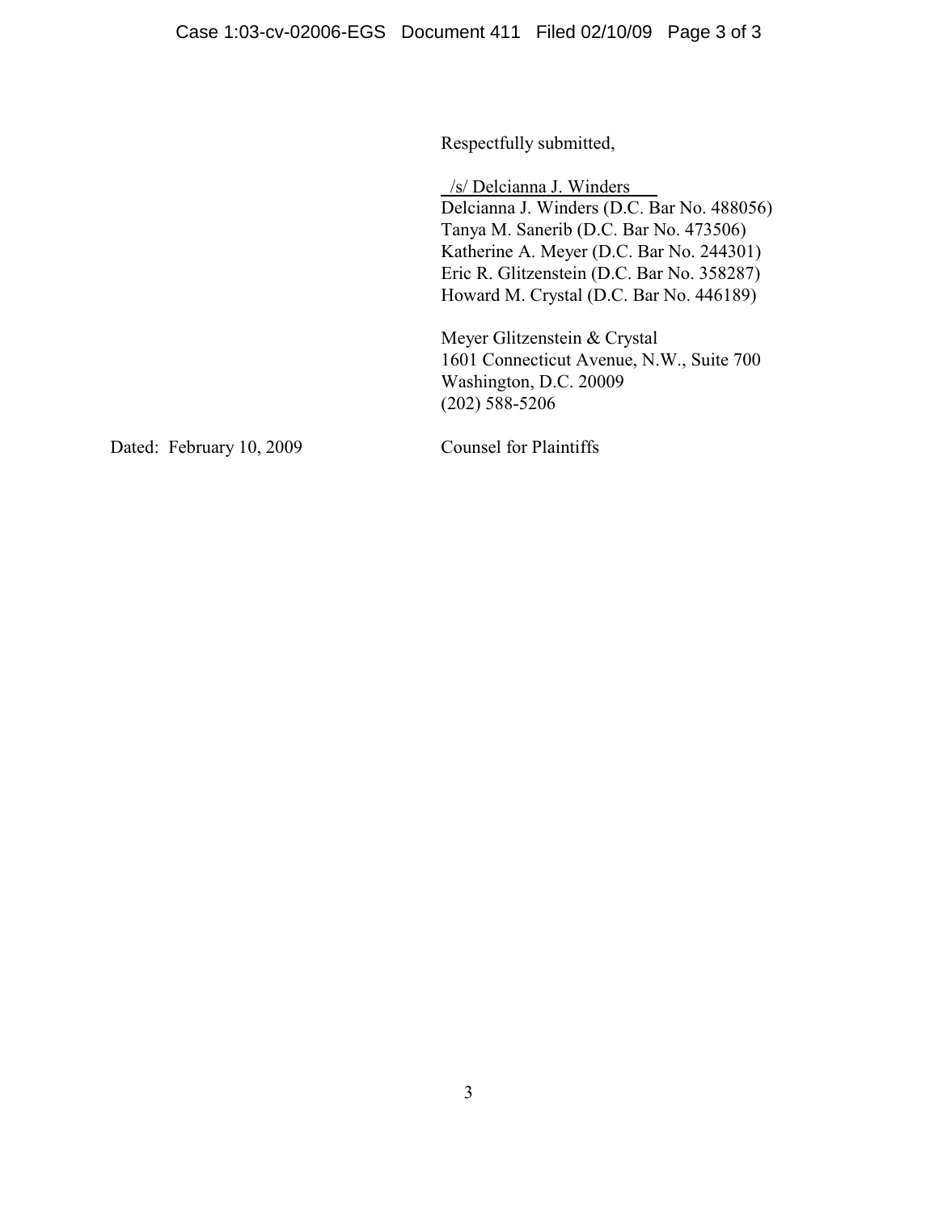Respectfully submitted,

/s/ Delcianna J. Winders
Delcianna J. Winders (D.C. Bar No. 488056)
Tanya M. Sanerib (D.C. Bar No. 473506)
Katherine A. Meyer (D.C. Bar No. 244301)
Eric R. Glitzenstein (D.C. Bar No. 358287)
Howard M. Crystal (D.C. Bar No. 446189)

Meyer Glitzenstein & Crystal
1601 Connecticut Avenue, N.W., Suite 700
Washington, D.C. 20009
(202) 588-5206

Dated: February 10, 2009

Counsel for Plaintiffs